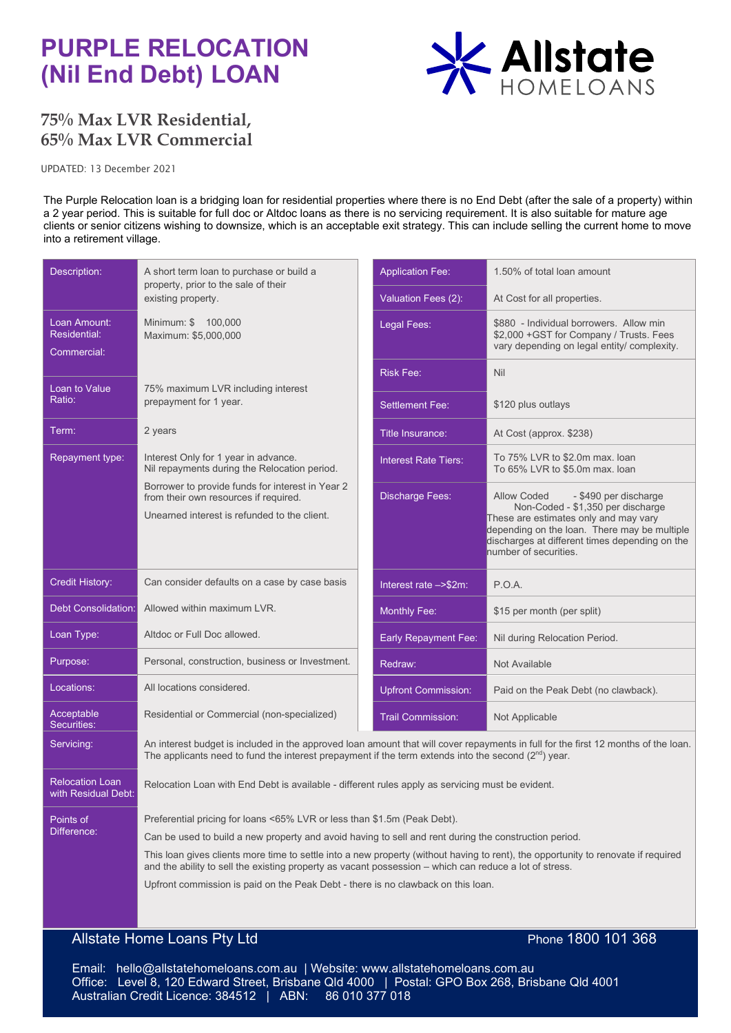# PURPLE RELOCATION (Nil End Debt) LOAN

Allstate HOMELOANS

## 75% Max LVR Residential, 65% Max LVR Commercial

UPDATED: 13 December 2021

The Purple Relocation loan is a bridging loan for residential properties where there is no End Debt (after the sale of a property) within a 2 year period. This is suitable for full doc or Altdoc loans as there is no servicing requirement. It is also suitable for mature age clients or senior citizens wishing to downsize, which is an acceptable exit strategy. This can include selling the current home to move into a retirement village.

| | |
|---|---|
| Description: | A short term loan to purchase or build a property, prior to the sale of their existing property. |
| Loan Amount: Residential: Commercial: | Minimum: $ 100,000<br>Maximum: $5,000,000 |
| Loan to Value Ratio: | 75% maximum LVR including interest prepayment for 1 year. |
| Term: | 2 years |
| Repayment type: | Interest Only for 1 year in advance.<br>Nil repayments during the Relocation period.<br>Borrower to provide funds for interest in Year 2 from their own resources if required.<br>Unearned interest is refunded to the client. |
| Credit History: | Can consider defaults on a case by case basis |
| Debt Consolidation: | Allowed within maximum LVR. |
| Loan Type: | Altdoc or Full Doc allowed. |
| Purpose: | Personal, construction, business or Investment. |
| Locations: | All locations considered. |
| Acceptable Securities: | Residential or Commercial (non-specialized) |

| | |
|---|---|
| Application Fee: | 1.50% of total loan amount |
| Valuation Fees (2): | At Cost for all properties. |
| Legal Fees: | $880 - Individual borrowers. Allow min $2,000 +GST for Company / Trusts. Fees vary depending on legal entity/ complexity. |
| Risk Fee: | Nil |
| Settlement Fee: | $120 plus outlays |
| Title Insurance: | At Cost (approx. $238) |
| Interest Rate Tiers: | To 75% LVR to $2.0m max. loan<br>To 65% LVR to $5.0m max. loan |
| Discharge Fees: | Allow Coded - $490 per discharge<br>Non-Coded - $1,350 per discharge<br>These are estimates only and may vary depending on the loan. There may be multiple discharges at different times depending on the number of securities. |
| Interest rate –>$2m: | P.O.A. |
| Monthly Fee: | $15 per month (per split) |
| Early Repayment Fee: | Nil during Relocation Period. |
| Redraw: | Not Available |
| Upfront Commission: | Paid on the Peak Debt (no clawback). |
| Trail Commission: | Not Applicable |

| | |
|---|---|
| Servicing: | An interest budget is included in the approved loan amount that will cover repayments in full for the first 12 months of the loan. The applicants need to fund the interest prepayment if the term extends into the second (2nd) year. |
| Relocation Loan with Residual Debt: | Relocation Loan with End Debt is available - different rules apply as servicing must be evident. |
| Points of Difference: | Preferential pricing for loans <65% LVR or less than $1.5m (Peak Debt).<br>Can be used to build a new property and avoid having to sell and rent during the construction period.<br>This loan gives clients more time to settle into a new property (without having to rent), the opportunity to renovate if required and the ability to sell the existing property as vacant possession – which can reduce a lot of stress.<br>Upfront commission is paid on the Peak Debt - there is no clawback on this loan. |

Allstate Home Loans Pty Ltd — Phone 1800 101 368

Email: hello@allstatehomeloans.com.au | Website: www.allstatehomeloans.com.au
Office: Level 8, 120 Edward Street, Brisbane Qld 4000 | Postal: GPO Box 268, Brisbane Qld 4001
Australian Credit Licence: 384512 | ABN: 86 010 377 018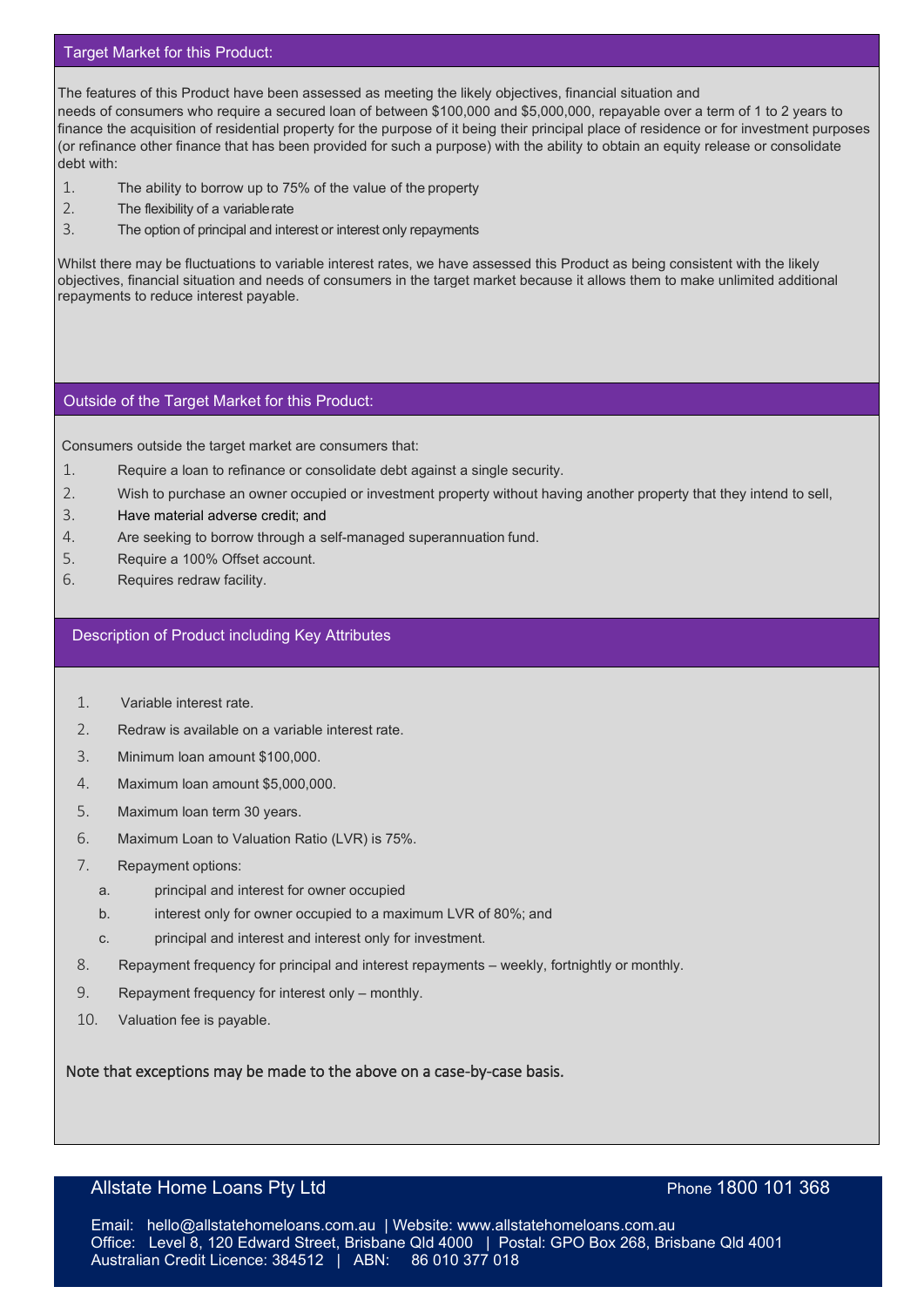## Target Market for this Product:

The features of this Product have been assessed as meeting the likely objectives, financial situation and needs of consumers who require a secured loan of between $100,000 and $5,000,000, repayable over a term of 1 to 2 years to finance the acquisition of residential property for the purpose of it being their principal place of residence or for investment purposes (or refinance other finance that has been provided for such a purpose) with the ability to obtain an equity release or consolidate debt with:

1. The ability to borrow up to 75% of the value of the property
2. The flexibility of a variable rate
3. The option of principal and interest or interest only repayments

Whilst there may be fluctuations to variable interest rates, we have assessed this Product as being consistent with the likely objectives, financial situation and needs of consumers in the target market because it allows them to make unlimited additional repayments to reduce interest payable.

## Outside of the Target Market for this Product:

Consumers outside the target market are consumers that:

1. Require a loan to refinance or consolidate debt against a single security.
2. Wish to purchase an owner occupied or investment property without having another property that they intend to sell,
3. Have material adverse credit; and
4. Are seeking to borrow through a self-managed superannuation fund.
5. Require a 100% Offset account.
6. Requires redraw facility.

## Description of Product including Key Attributes

1. Variable interest rate.
2. Redraw is available on a variable interest rate.
3. Minimum loan amount $100,000.
4. Maximum loan amount $5,000,000.
5. Maximum loan term 30 years.
6. Maximum Loan to Valuation Ratio (LVR) is 75%.
7. Repayment options:
   a. principal and interest for owner occupied
   b. interest only for owner occupied to a maximum LVR of 80%; and
   c. principal and interest and interest only for investment.
8. Repayment frequency for principal and interest repayments – weekly, fortnightly or monthly.
9. Repayment frequency for interest only – monthly.
10. Valuation fee is payable.

Note that exceptions may be made to the above on a case-by-case basis.

Allstate Home Loans Pty Ltd

Phone 1800 101 368

Email: hello@allstatehomeloans.com.au | Website: www.allstatehomeloans.com.au
Office: Level 8, 120 Edward Street, Brisbane Qld 4000 | Postal: GPO Box 268, Brisbane Qld 4001
Australian Credit Licence: 384512 | ABN: 86 010 377 018